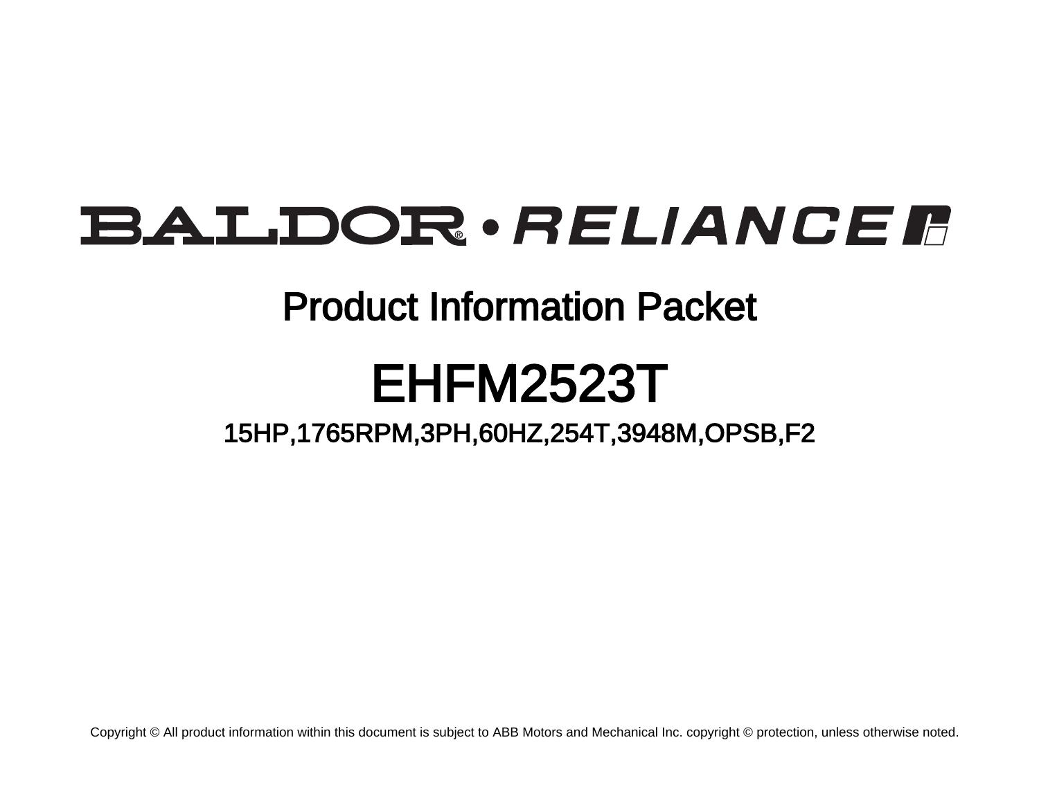BALDOR • RELIANCE

# Product Information Packet

# EHFM2523T

## 15HP,1765RPM,3PH,60HZ,254T,3948M,OPSB,F2

Copyright © All product information within this document is subject to ABB Motors and Mechanical Inc. copyright © protection, unless otherwise noted.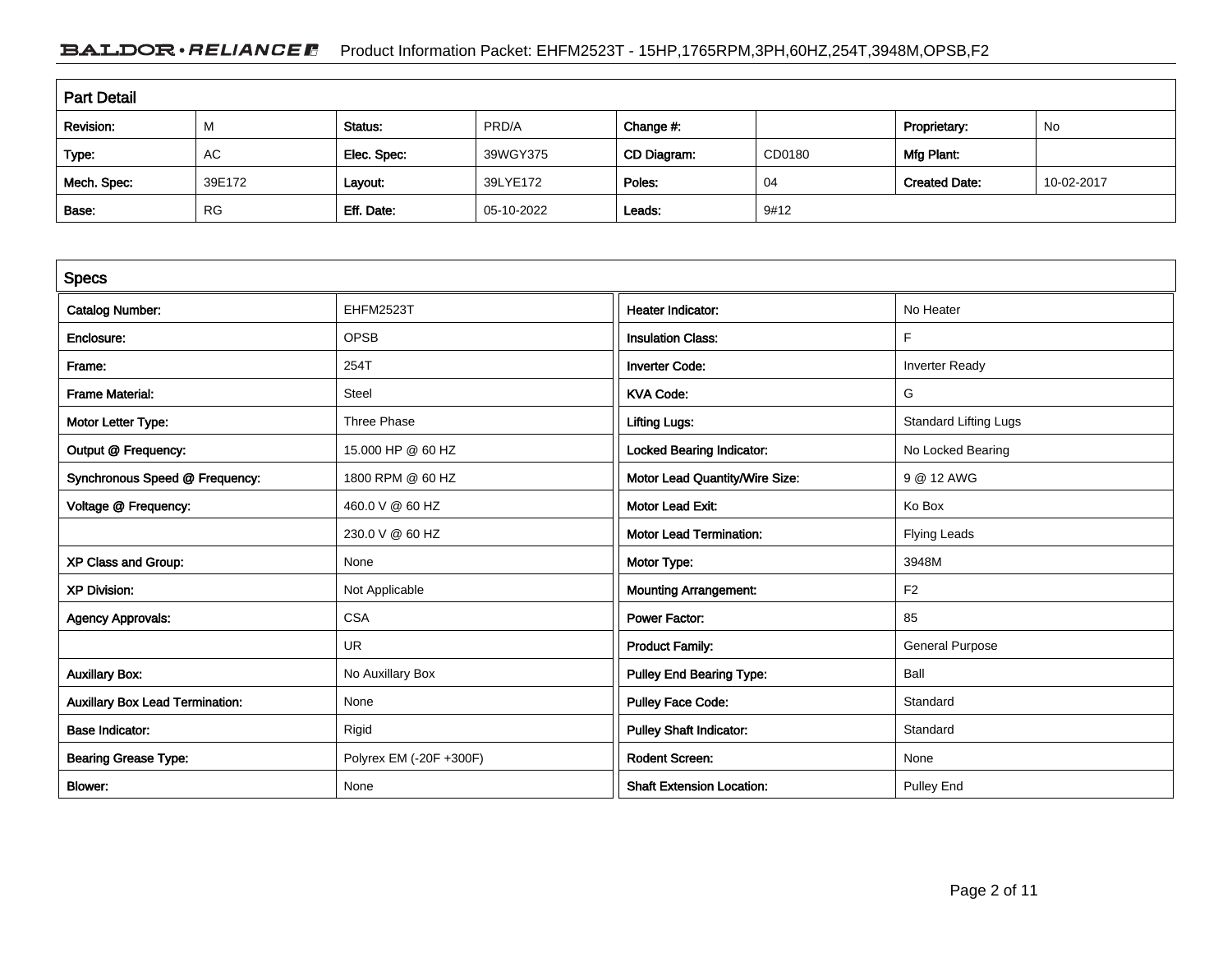## Part Detail

| Revision: | M | Status: | PRD/A | Change #: | | Proprietary: | No |
|---|---|---|---|---|---|---|---|
| Type: | AC | Elec. Spec: | 39WGY375 | CD Diagram: | CD0180 | Mfg Plant: | |
| Mech. Spec: | 39E172 | Layout: | 39LYE172 | Poles: | 04 | Created Date: | 10-02-2017 |
| Base: | RG | Eff. Date: | 05-10-2022 | Leads: | 9#12 | | |

## Specs

| | | | |
|---|---|---|---|
| Catalog Number: | EHFM2523T | Heater Indicator: | No Heater |
| Enclosure: | OPSB | Insulation Class: | F |
| Frame: | 254T | Inverter Code: | Inverter Ready |
| Frame Material: | Steel | KVA Code: | G |
| Motor Letter Type: | Three Phase | Lifting Lugs: | Standard Lifting Lugs |
| Output @ Frequency: | 15.000 HP @ 60 HZ | Locked Bearing Indicator: | No Locked Bearing |
| Synchronous Speed @ Frequency: | 1800 RPM @ 60 HZ | Motor Lead Quantity/Wire Size: | 9 @ 12 AWG |
| Voltage @ Frequency: | 460.0 V @ 60 HZ | Motor Lead Exit: | Ko Box |
| | 230.0 V @ 60 HZ | Motor Lead Termination: | Flying Leads |
| XP Class and Group: | None | Motor Type: | 3948M |
| XP Division: | Not Applicable | Mounting Arrangement: | F2 |
| Agency Approvals: | CSA | Power Factor: | 85 |
| | UR | Product Family: | General Purpose |
| Auxillary Box: | No Auxillary Box | Pulley End Bearing Type: | Ball |
| Auxillary Box Lead Termination: | None | Pulley Face Code: | Standard |
| Base Indicator: | Rigid | Pulley Shaft Indicator: | Standard |
| Bearing Grease Type: | Polyrex EM (-20F +300F) | Rodent Screen: | None |
| Blower: | None | Shaft Extension Location: | Pulley End |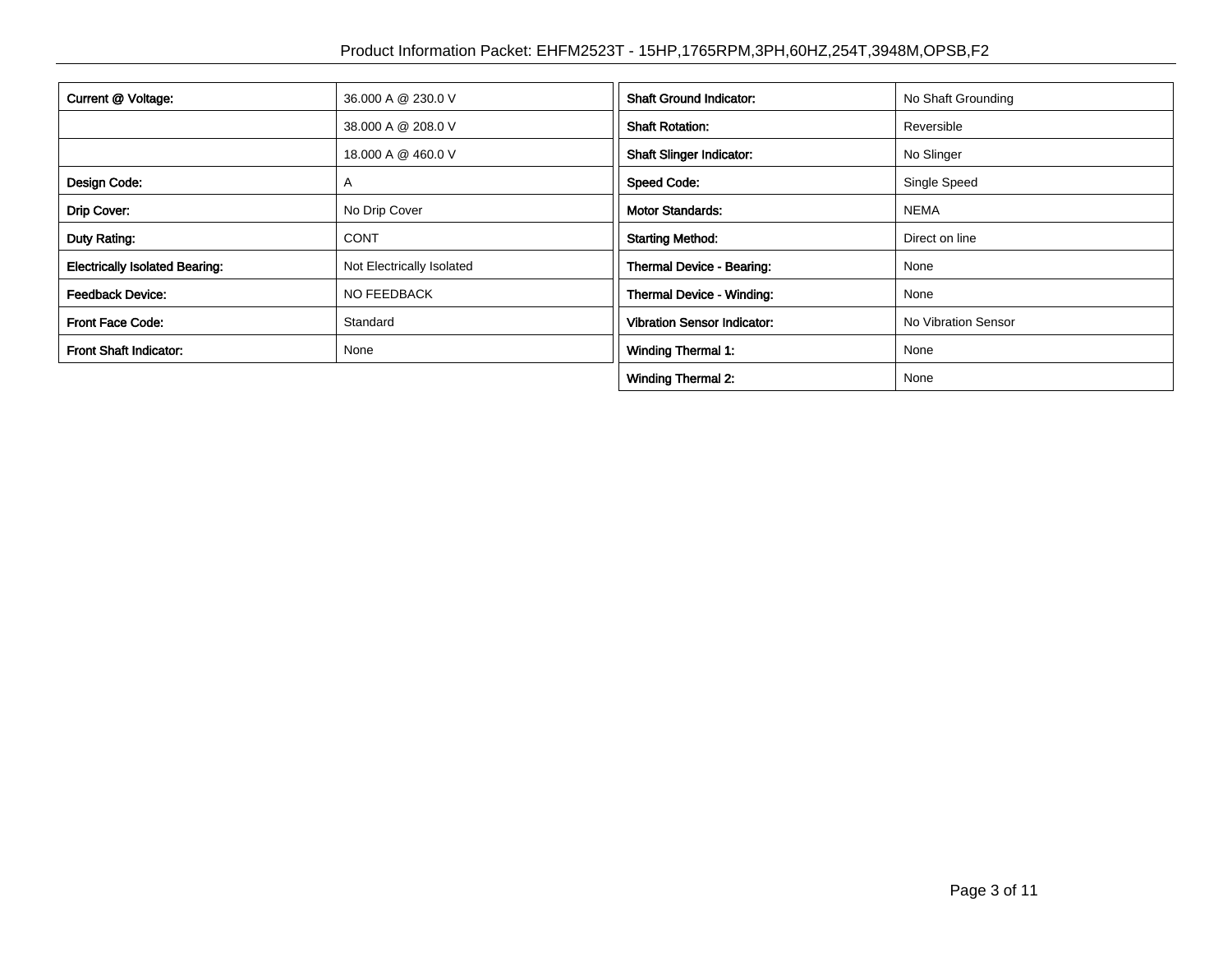| | |
|---|---|
| **Current @ Voltage:** | 36.000 A @ 230.0 V |
| | 38.000 A @ 208.0 V |
| | 18.000 A @ 460.0 V |
| **Design Code:** | A |
| **Drip Cover:** | No Drip Cover |
| **Duty Rating:** | CONT |
| **Electrically Isolated Bearing:** | Not Electrically Isolated |
| **Feedback Device:** | NO FEEDBACK |
| **Front Face Code:** | Standard |
| **Front Shaft Indicator:** | None |

| | |
|---|---|
| **Shaft Ground Indicator:** | No Shaft Grounding |
| **Shaft Rotation:** | Reversible |
| **Shaft Slinger Indicator:** | No Slinger |
| **Speed Code:** | Single Speed |
| **Motor Standards:** | NEMA |
| **Starting Method:** | Direct on line |
| **Thermal Device - Bearing:** | None |
| **Thermal Device - Winding:** | None |
| **Vibration Sensor Indicator:** | No Vibration Sensor |
| **Winding Thermal 1:** | None |
| **Winding Thermal 2:** | None |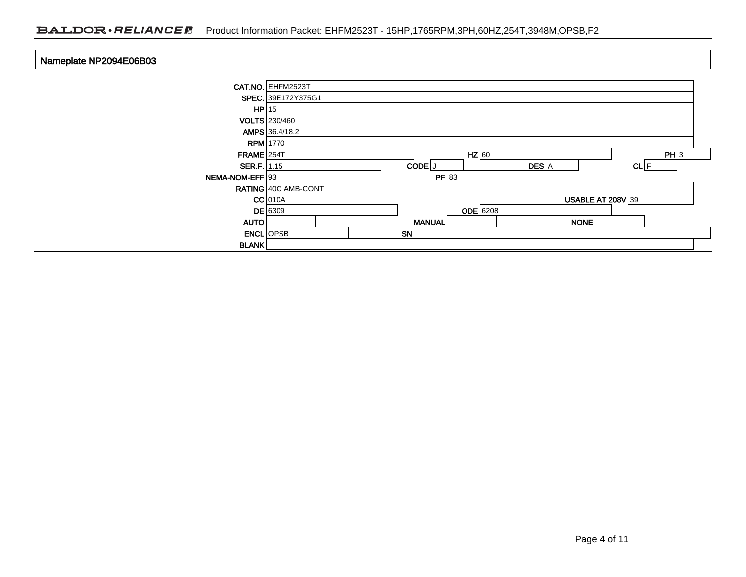## Nameplate NP2094E06B03

| Field | Value | Field | Value | Field | Value | Field | Value |
|---|---|---|---|---|---|---|---|
| CAT.NO. | EHFM2523T | | | | | | |
| SPEC. | 39E172Y375G1 | | | | | | |
| HP | 15 | | | | | | |
| VOLTS | 230/460 | | | | | | |
| AMPS | 36.4/18.2 | | | | | | |
| RPM | 1770 | | | | | | |
| FRAME | 254T | HZ | 60 | PH | 3 | | |
| SER.F. | 1.15 | CODE | J | DES | A | CL | F |
| NEMA-NOM-EFF | 93 | PF | 83 | | | | |
| RATING | 40C AMB-CONT | | | | | | |
| CC | 010A | USABLE AT 208V | 39 | | | | |
| DE | 6309 | ODE | 6208 | | | | |
| AUTO | | MANUAL | | NONE | | | |
| ENCL | OPSB | SN | | | | | |
| BLANK | | | | | | | |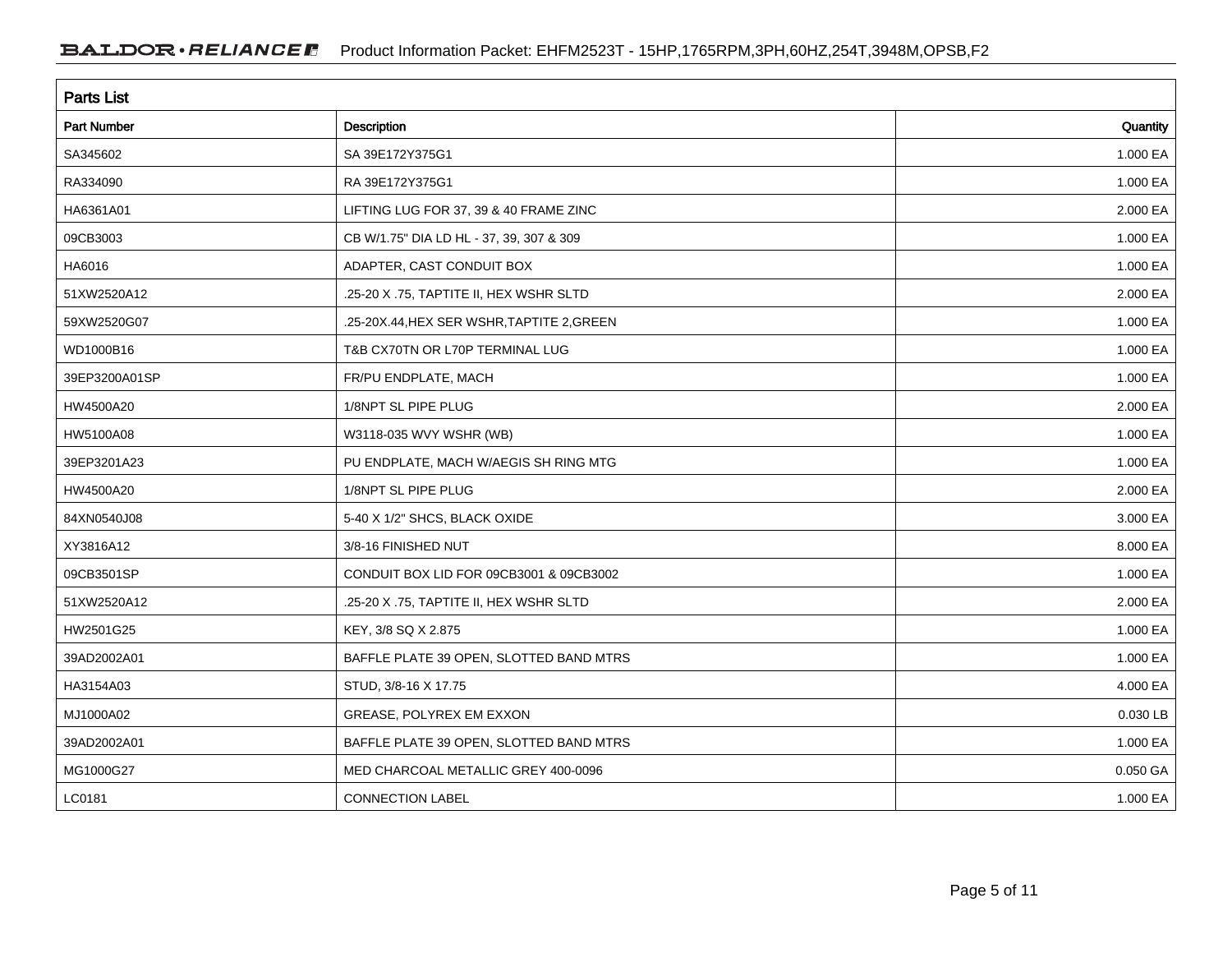## Parts List

| Part Number | Description | Quantity |
|---|---|---|
| SA345602 | SA 39E172Y375G1 | 1.000 EA |
| RA334090 | RA 39E172Y375G1 | 1.000 EA |
| HA6361A01 | LIFTING LUG FOR 37, 39 & 40 FRAME ZINC | 2.000 EA |
| 09CB3003 | CB W/1.75" DIA LD HL - 37, 39, 307 & 309 | 1.000 EA |
| HA6016 | ADAPTER, CAST CONDUIT BOX | 1.000 EA |
| 51XW2520A12 | .25-20 X .75, TAPTITE II, HEX WSHR SLTD | 2.000 EA |
| 59XW2520G07 | .25-20X.44,HEX SER WSHR,TAPTITE 2,GREEN | 1.000 EA |
| WD1000B16 | T&B CX70TN OR L70P TERMINAL LUG | 1.000 EA |
| 39EP3200A01SP | FR/PU ENDPLATE, MACH | 1.000 EA |
| HW4500A20 | 1/8NPT SL PIPE PLUG | 2.000 EA |
| HW5100A08 | W3118-035 WVY WSHR (WB) | 1.000 EA |
| 39EP3201A23 | PU ENDPLATE, MACH W/AEGIS SH RING MTG | 1.000 EA |
| HW4500A20 | 1/8NPT SL PIPE PLUG | 2.000 EA |
| 84XN0540J08 | 5-40 X 1/2" SHCS, BLACK OXIDE | 3.000 EA |
| XY3816A12 | 3/8-16 FINISHED NUT | 8.000 EA |
| 09CB3501SP | CONDUIT BOX LID FOR 09CB3001 & 09CB3002 | 1.000 EA |
| 51XW2520A12 | .25-20 X .75, TAPTITE II, HEX WSHR SLTD | 2.000 EA |
| HW2501G25 | KEY, 3/8 SQ X 2.875 | 1.000 EA |
| 39AD2002A01 | BAFFLE PLATE 39 OPEN, SLOTTED BAND MTRS | 1.000 EA |
| HA3154A03 | STUD, 3/8-16 X 17.75 | 4.000 EA |
| MJ1000A02 | GREASE, POLYREX EM EXXON | 0.030 LB |
| 39AD2002A01 | BAFFLE PLATE 39 OPEN, SLOTTED BAND MTRS | 1.000 EA |
| MG1000G27 | MED CHARCOAL METALLIC GREY 400-0096 | 0.050 GA |
| LC0181 | CONNECTION LABEL | 1.000 EA |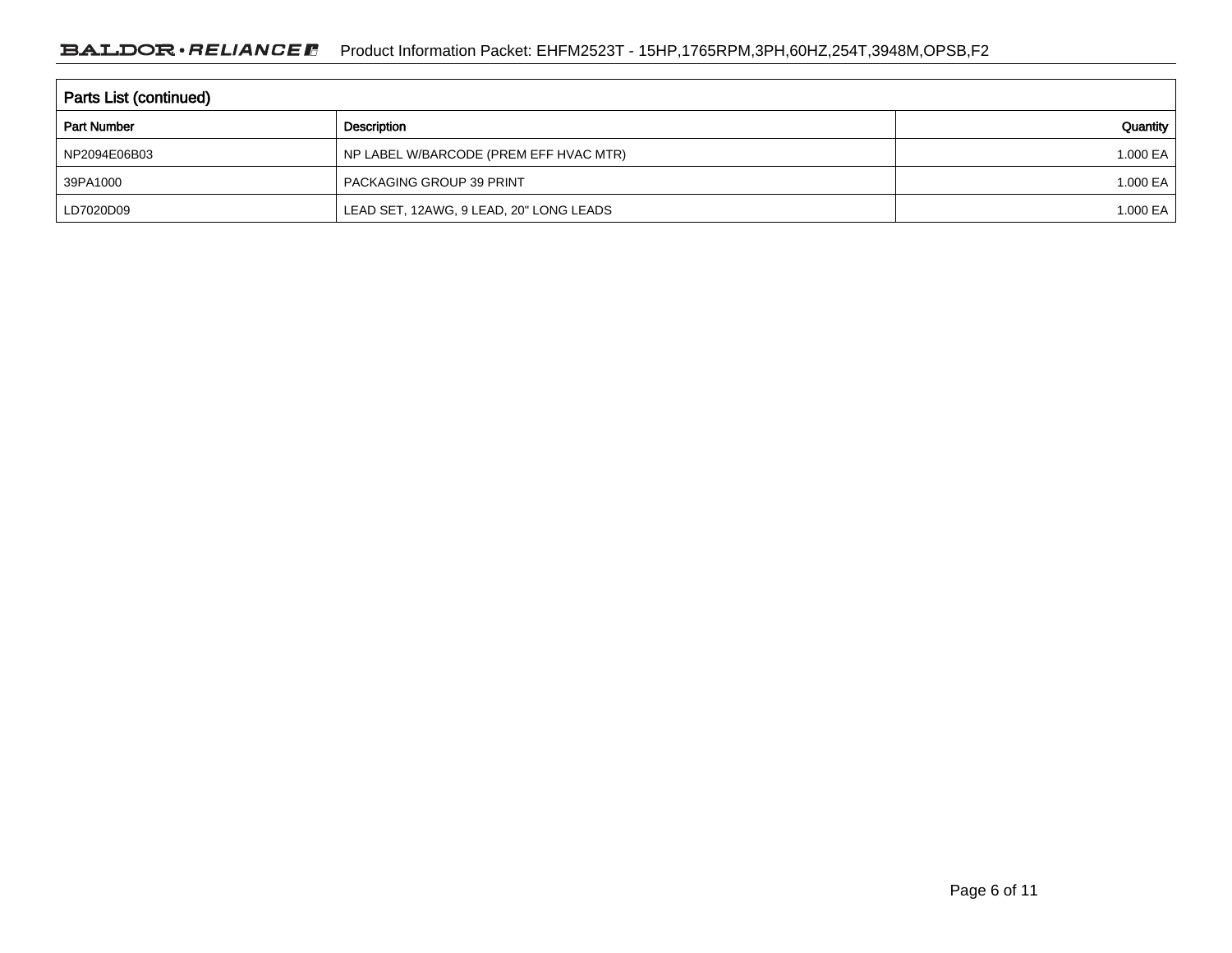## Parts List (continued)

| Part Number | Description | Quantity |
| --- | --- | --- |
| NP2094E06B03 | NP LABEL W/BARCODE (PREM EFF HVAC MTR) | 1.000 EA |
| 39PA1000 | PACKAGING GROUP 39 PRINT | 1.000 EA |
| LD7020D09 | LEAD SET, 12AWG, 9 LEAD, 20" LONG LEADS | 1.000 EA |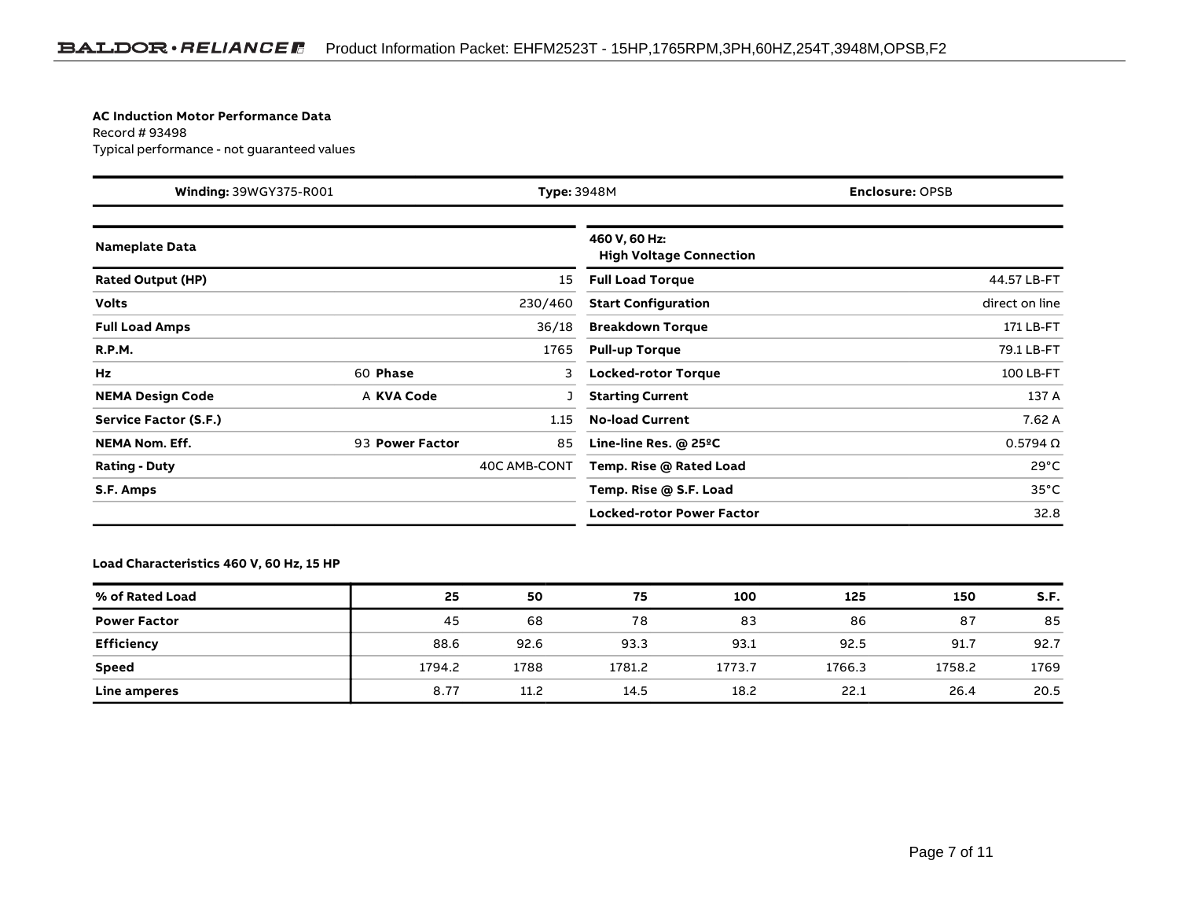**AC Induction Motor Performance Data**
Record # 93498
Typical performance - not guaranteed values

| **Winding:** 39WGY375-R001 | **Type:** 3948M | **Enclosure:** OPSB |
|---|---|---|

| **Nameplate Data** | | | |
|---|---|---|---|
| **Rated Output (HP)** | | | 15 |
| **Volts** | | | 230/460 |
| **Full Load Amps** | | | 36/18 |
| **R.P.M.** | | | 1765 |
| **Hz** | 60 | **Phase** | 3 |
| **NEMA Design Code** | A | **KVA Code** | J |
| **Service Factor (S.F.)** | | | 1.15 |
| **NEMA Nom. Eff.** | 93 | **Power Factor** | 85 |
| **Rating - Duty** | | | 40C AMB-CONT |
| **S.F. Amps** | | | |

| **460 V, 60 Hz: High Voltage Connection** | |
|---|---|
| **Full Load Torque** | 44.57 LB-FT |
| **Start Configuration** | direct on line |
| **Breakdown Torque** | 171 LB-FT |
| **Pull-up Torque** | 79.1 LB-FT |
| **Locked-rotor Torque** | 100 LB-FT |
| **Starting Current** | 137 A |
| **No-load Current** | 7.62 A |
| **Line-line Res. @ 25ºC** | 0.5794 Ω |
| **Temp. Rise @ Rated Load** | 29°C |
| **Temp. Rise @ S.F. Load** | 35°C |
| **Locked-rotor Power Factor** | 32.8 |

**Load Characteristics 460 V, 60 Hz, 15 HP**

| **% of Rated Load** | **25** | **50** | **75** | **100** | **125** | **150** | **S.F.** |
|---|---|---|---|---|---|---|---|
| **Power Factor** | 45 | 68 | 78 | 83 | 86 | 87 | 85 |
| **Efficiency** | 88.6 | 92.6 | 93.3 | 93.1 | 92.5 | 91.7 | 92.7 |
| **Speed** | 1794.2 | 1788 | 1781.2 | 1773.7 | 1766.3 | 1758.2 | 1769 |
| **Line amperes** | 8.77 | 11.2 | 14.5 | 18.2 | 22.1 | 26.4 | 20.5 |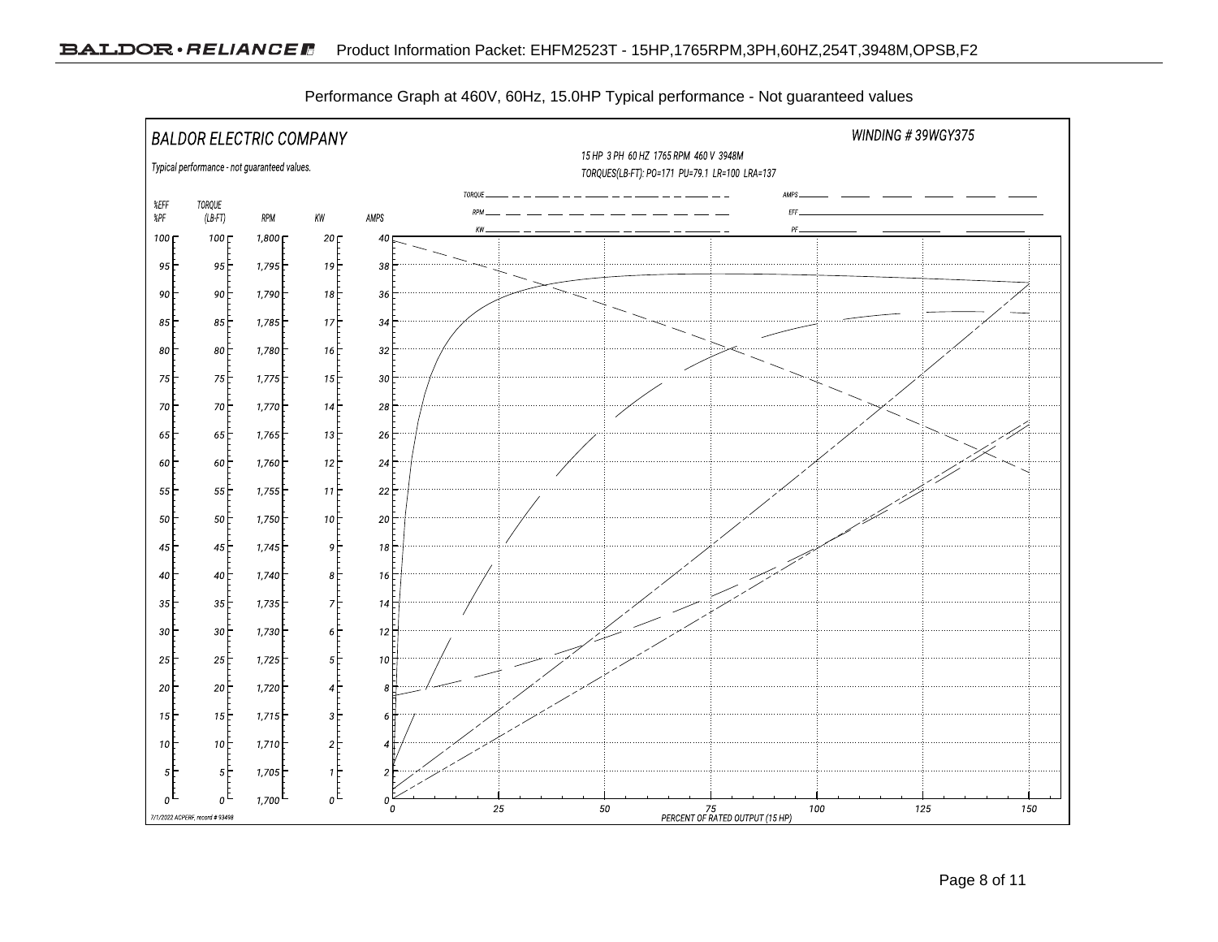Performance Graph at 460V, 60Hz, 15.0HP Typical performance - Not guaranteed values

BALDOR ELECTRIC COMPANY

WINDING # 39WGY375

Typical performance - not guaranteed values.

15 HP 3 PH 60 HZ 1765 RPM 460 V 3948M

TORQUES(LB-FT): PO=171 PU=79.1 LR=100 LRA=137

TORQUE, RPM, KW, AMPS, EFF, PF

| %EFF %PF | TORQUE (LB-FT) | RPM | KW | AMPS |
|---|---|---|---|---|
| 100 | 100 | 1,800 | 20 | 40 |
| 95 | 95 | 1,795 | 19 | 38 |
| 90 | 90 | 1,790 | 18 | 36 |
| 85 | 85 | 1,785 | 17 | 34 |
| 80 | 80 | 1,780 | 16 | 32 |
| 75 | 75 | 1,775 | 15 | 30 |
| 70 | 70 | 1,770 | 14 | 28 |
| 65 | 65 | 1,765 | 13 | 26 |
| 60 | 60 | 1,760 | 12 | 24 |
| 55 | 55 | 1,755 | 11 | 22 |
| 50 | 50 | 1,750 | 10 | 20 |
| 45 | 45 | 1,745 | 9 | 18 |
| 40 | 40 | 1,740 | 8 | 16 |
| 35 | 35 | 1,735 | 7 | 14 |
| 30 | 30 | 1,730 | 6 | 12 |
| 25 | 25 | 1,725 | 5 | 10 |
| 20 | 20 | 1,720 | 4 | 8 |
| 15 | 15 | 1,715 | 3 | 6 |
| 10 | 10 | 1,710 | 2 | 4 |
| 5 | 5 | 1,705 | 1 | 2 |
| 0 | 0 | 1,700 | 0 | 0 |

PERCENT OF RATED OUTPUT (15 HP): 0, 25, 50, 75, 100, 125, 150

7/1/2022 ACPERF, record # 93498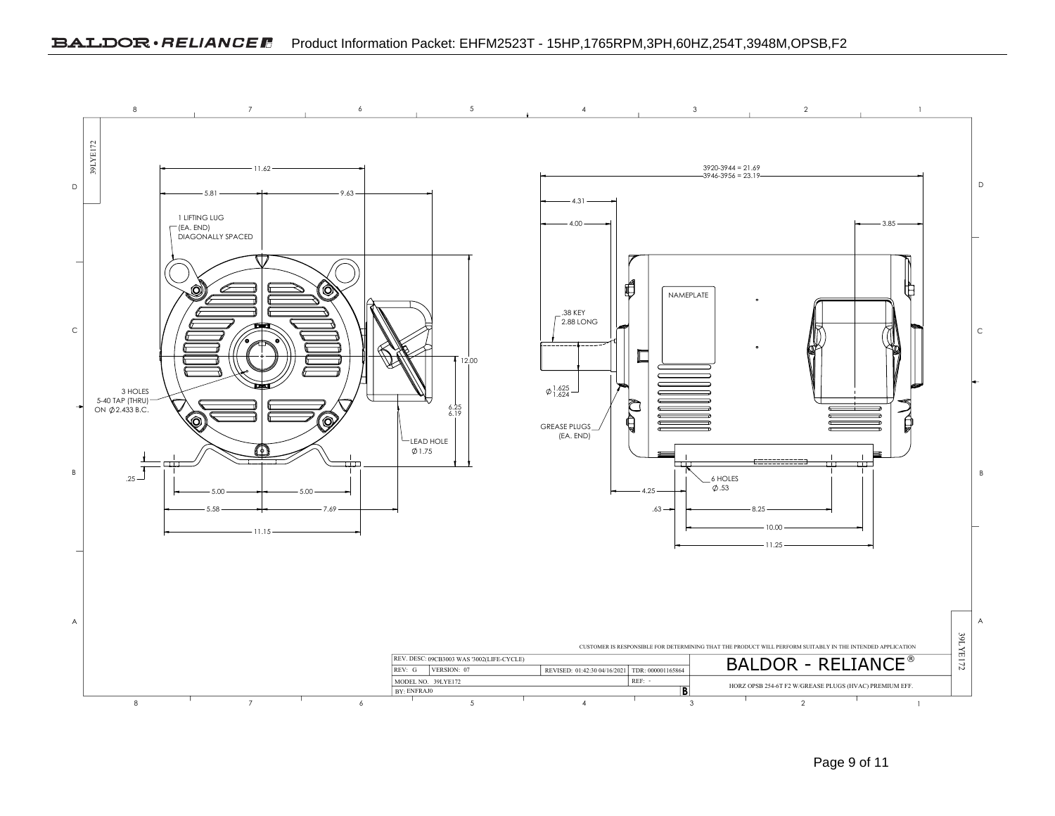# Product Information Packet: EHFM2523T - 15HP,1765RPM,3PH,60HZ,254T,3948M,OPSB,F2

39LYE172

11.62

5.81

9.63

1 LIFTING LUG (EA. END) DIAGONALLY SPACED

3 HOLES 5-40 TAP (THRU) ON Ø2.433 B.C.

12.00

6.25
6.19

LEAD HOLE Ø1.75

.25

5.00

5.00

5.58

7.69

11.15

3920-3944 = 21.69
3946-3956 = 23.19

4.31

4.00

3.85

.38 KEY 2.88 LONG

Ø 1.625
1.624

NAMEPLATE

GREASE PLUGS (EA. END)

6 HOLES Ø.53

4.25

.63

8.25

10.00

11.25

CUSTOMER IS RESPONSIBLE FOR DETERMINING THAT THE PRODUCT WILL PERFORM SUITABLY IN THE INTENDED APPLICATION

| REV. DESC: 09CB3003 WAS '3002(LIFE-CYCLE) | | | |
|---|---|---|---|
| REV: G | VERSION: 07 | REVISED: 01:42:30 04/16/2021 | TDR: 000001165864 |
| MODEL NO. 39LYE172 | | | REF: - |
| BY: ENFRAJ0 | | | B |

BALDOR - RELIANCE®

HORZ OPSB 254-6T F2 W/GREASE PLUGS (HVAC) PREMIUM EFF.

39LYE172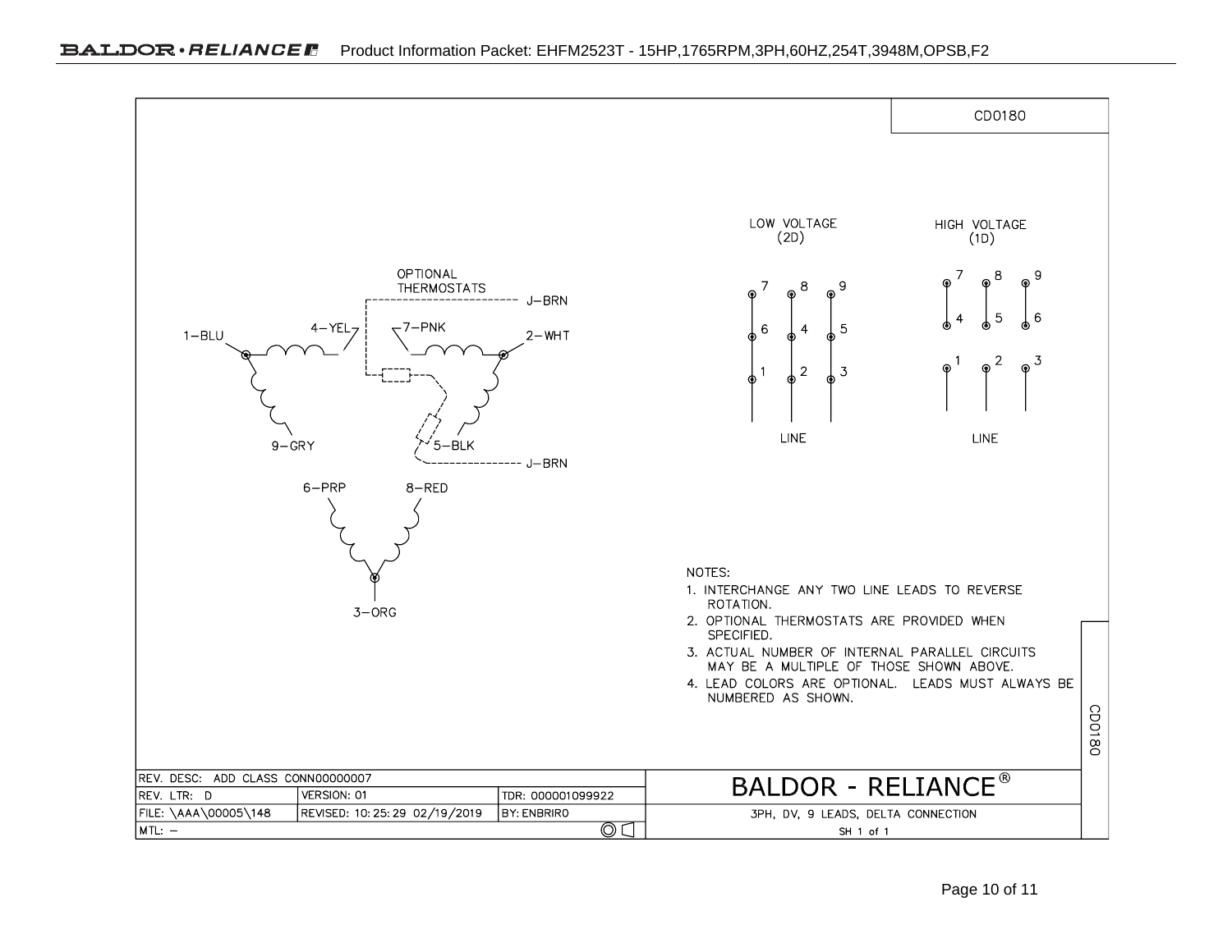CD0180

OPTIONAL THERMOSTATS

J–BRN

1–BLU

4–YEL

7–PNK

2–WHT

9–GRY

5–BLK

J–BRN

6–PRP

8–RED

3–ORG

LOW VOLTAGE (2D)

| 7 | 8 | 9 |
|---|---|---|
| 6 | 4 | 5 |
| 1 | 2 | 3 |

LINE

HIGH VOLTAGE (1D)

| 7 | 8 | 9 |
|---|---|---|
| 4 | 5 | 6 |
| 1 | 2 | 3 |

LINE

NOTES:

1. INTERCHANGE ANY TWO LINE LEADS TO REVERSE ROTATION.
2. OPTIONAL THERMOSTATS ARE PROVIDED WHEN SPECIFIED.
3. ACTUAL NUMBER OF INTERNAL PARALLEL CIRCUITS MAY BE A MULTIPLE OF THOSE SHOWN ABOVE.
4. LEAD COLORS ARE OPTIONAL. LEADS MUST ALWAYS BE NUMBERED AS SHOWN.

| REV. DESC: ADD CLASS CONN00000007 | | | BALDOR - RELIANCE® |
|---|---|---|---|
| REV. LTR: D | VERSION: 01 | TDR: 000001099922 | |
| FILE: \AAA\00005\148 | REVISED: 10:25:29 02/19/2019 | BY: ENBRIRO | 3PH, DV, 9 LEADS, DELTA CONNECTION |
| MTL: – | | | SH 1 of 1 |

CD0180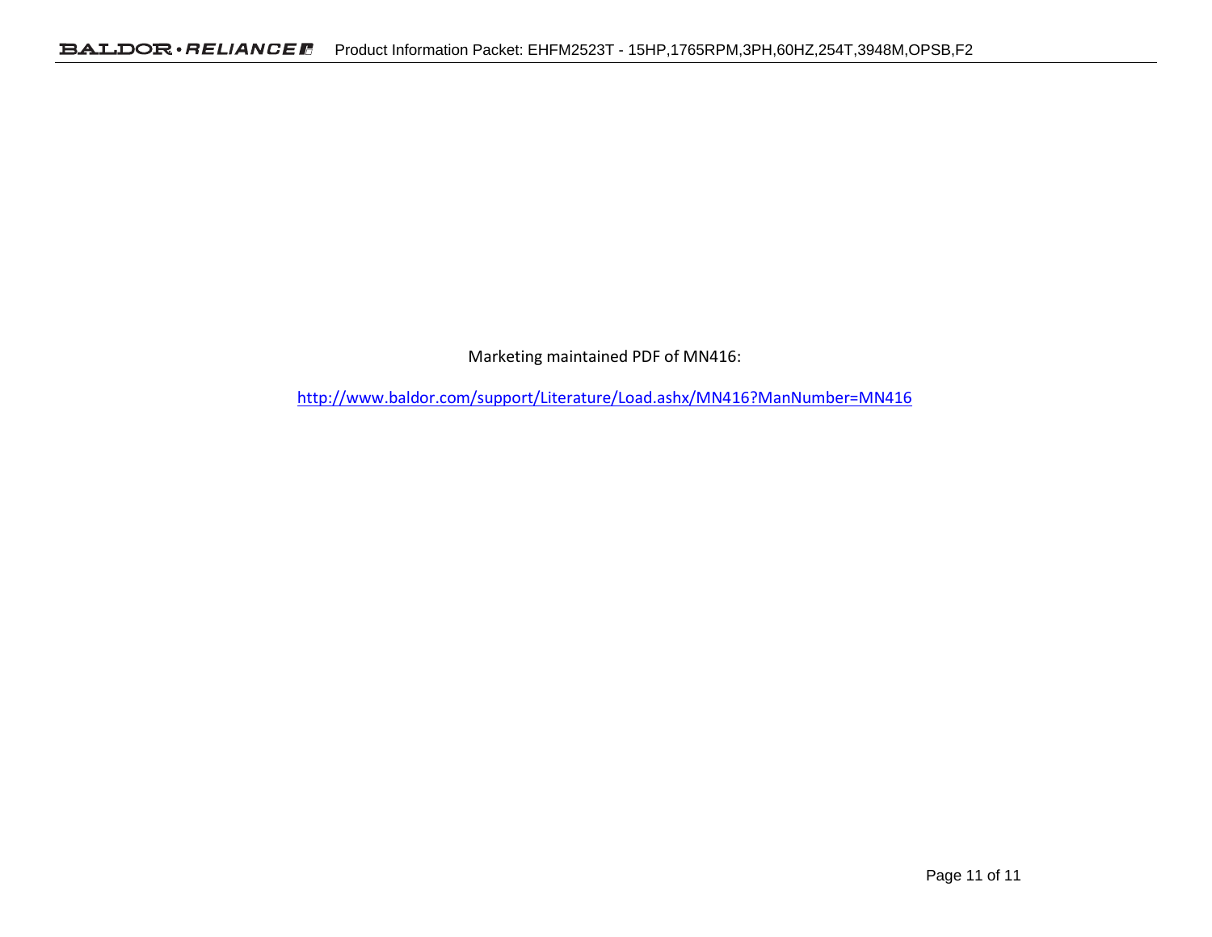Marketing maintained PDF of MN416:

http://www.baldor.com/support/Literature/Load.ashx/MN416?ManNumber=MN416